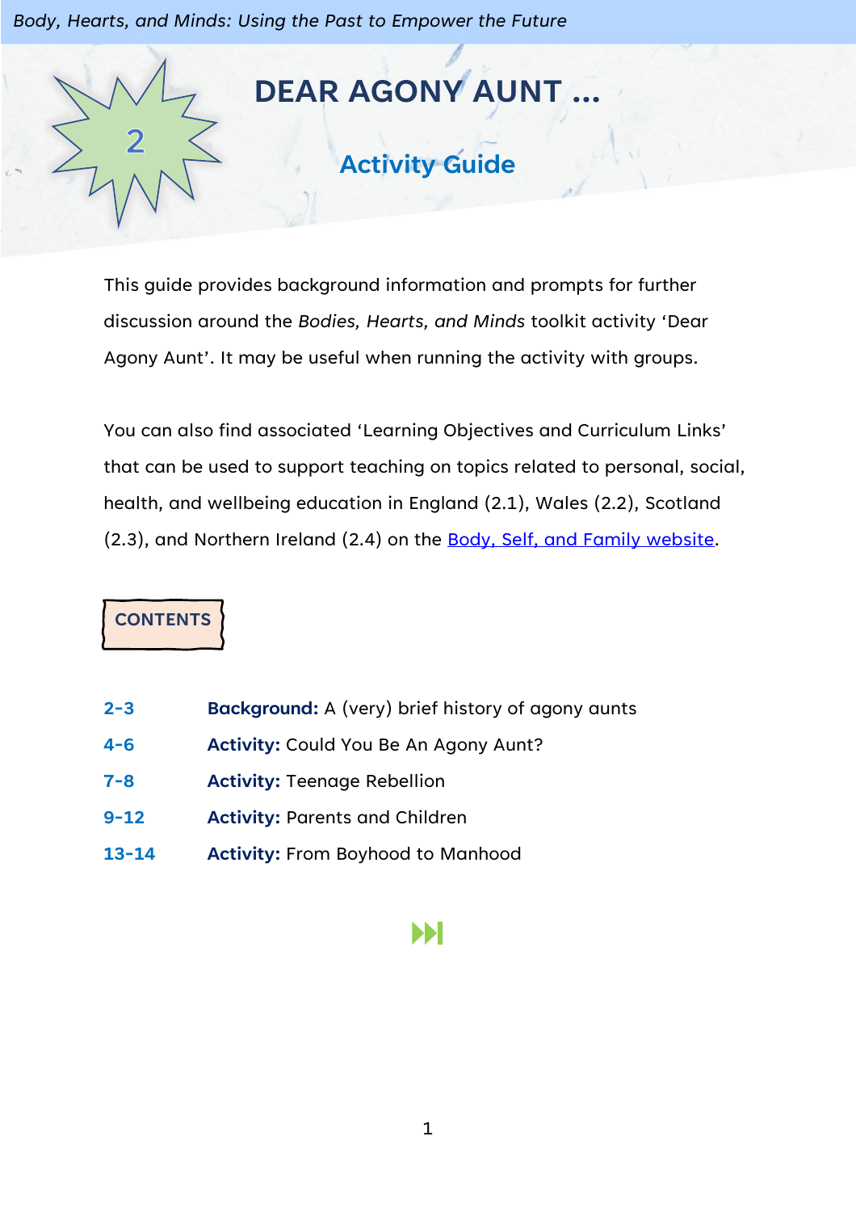# DEAR AGONY AUNT …

## Activity Guide

This guide provides background information and prompts for further discussion around the *Bodies, Hearts, and Minds* toolkit activity 'Dear Agony Aunt'. It may be useful when running the activity with groups.

You can also find associated 'Learning Objectives and Curriculum Links' that can be used to support teaching on topics related to personal, social, health, and wellbeing education in England (2.1), Wales (2.2), Scotland (2.3), and Northern Ireland (2.4) on the [Body, Self, and Family website](#).

### CONTENTS

| | |
|---|---|
| **2-3** | **Background:** A (very) brief history of agony aunts |
| **4-6** | **Activity:** Could You Be An Agony Aunt? |
| **7-8** | **Activity:** Teenage Rebellion |
| **9-12** | **Activity:** Parents and Children |
| **13-14** | **Activity:** From Boyhood to Manhood |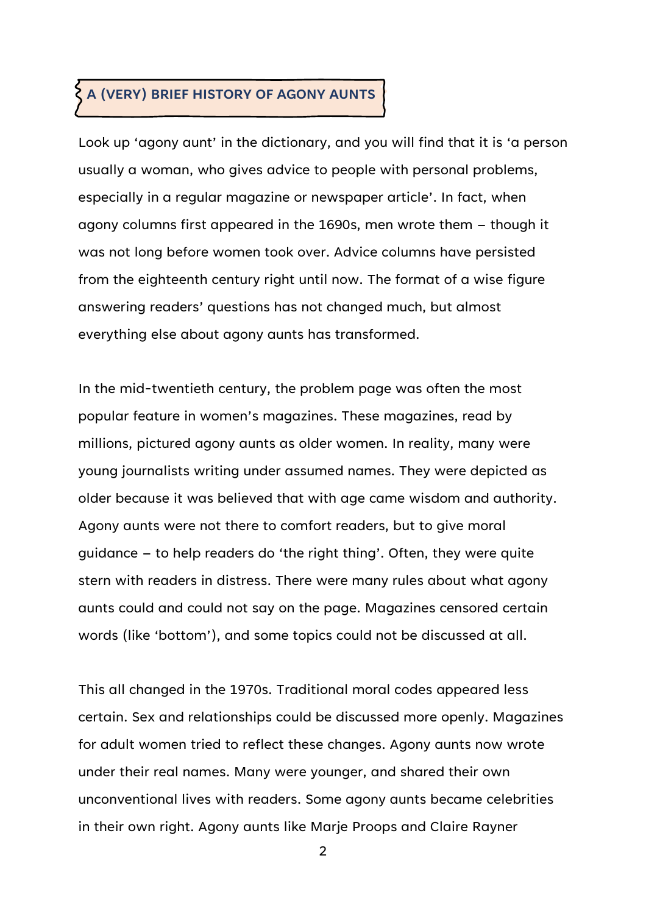## A (VERY) BRIEF HISTORY OF AGONY AUNTS

Look up 'agony aunt' in the dictionary, and you will find that it is 'a person usually a woman, who gives advice to people with personal problems, especially in a regular magazine or newspaper article'. In fact, when agony columns first appeared in the 1690s, men wrote them – though it was not long before women took over. Advice columns have persisted from the eighteenth century right until now. The format of a wise figure answering readers' questions has not changed much, but almost everything else about agony aunts has transformed.

In the mid-twentieth century, the problem page was often the most popular feature in women's magazines. These magazines, read by millions, pictured agony aunts as older women. In reality, many were young journalists writing under assumed names. They were depicted as older because it was believed that with age came wisdom and authority. Agony aunts were not there to comfort readers, but to give moral guidance – to help readers do 'the right thing'. Often, they were quite stern with readers in distress. There were many rules about what agony aunts could and could not say on the page. Magazines censored certain words (like 'bottom'), and some topics could not be discussed at all.

This all changed in the 1970s. Traditional moral codes appeared less certain. Sex and relationships could be discussed more openly. Magazines for adult women tried to reflect these changes. Agony aunts now wrote under their real names. Many were younger, and shared their own unconventional lives with readers. Some agony aunts became celebrities in their own right. Agony aunts like Marje Proops and Claire Rayner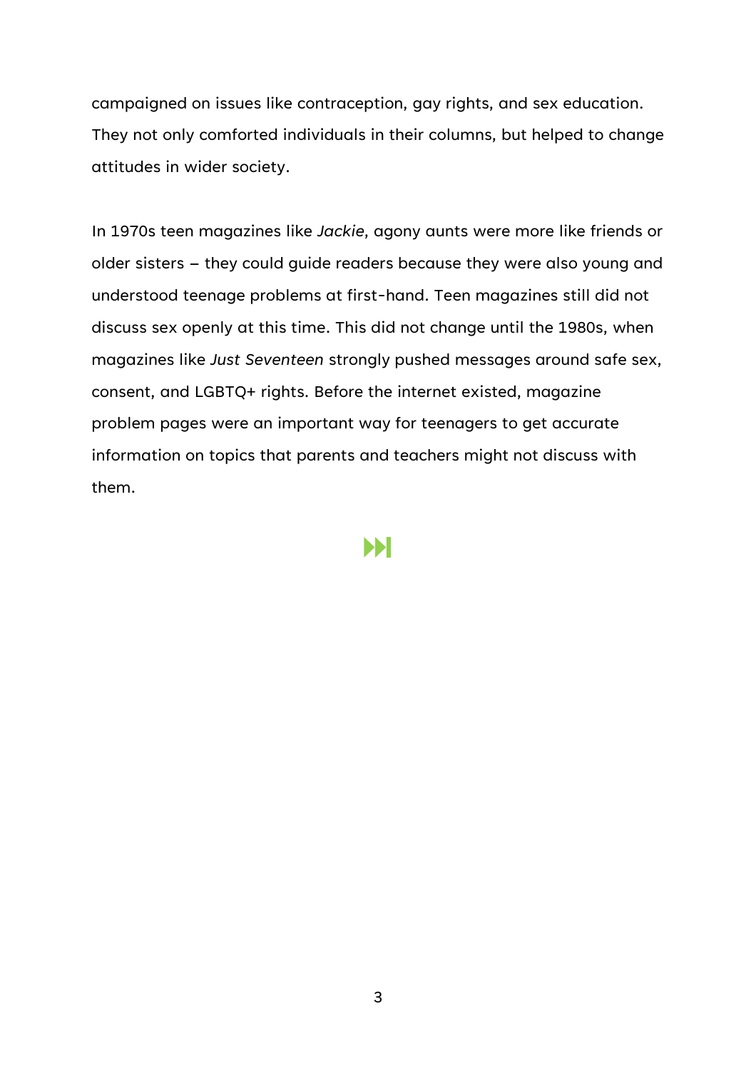campaigned on issues like contraception, gay rights, and sex education. They not only comforted individuals in their columns, but helped to change attitudes in wider society.

In 1970s teen magazines like *Jackie*, agony aunts were more like friends or older sisters – they could guide readers because they were also young and understood teenage problems at first-hand. Teen magazines still did not discuss sex openly at this time. This did not change until the 1980s, when magazines like *Just Seventeen* strongly pushed messages around safe sex, consent, and LGBTQ+ rights. Before the internet existed, magazine problem pages were an important way for teenagers to get accurate information on topics that parents and teachers might not discuss with them.

⏭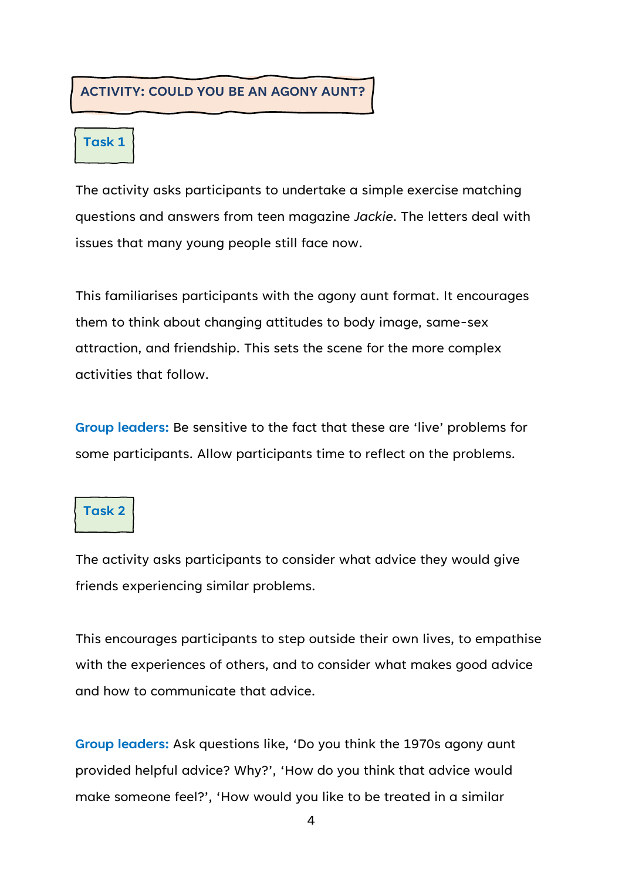## ACTIVITY: COULD YOU BE AN AGONY AUNT?

### Task 1

The activity asks participants to undertake a simple exercise matching questions and answers from teen magazine *Jackie*. The letters deal with issues that many young people still face now.

This familiarises participants with the agony aunt format. It encourages them to think about changing attitudes to body image, same-sex attraction, and friendship. This sets the scene for the more complex activities that follow.

**Group leaders:** Be sensitive to the fact that these are 'live' problems for some participants. Allow participants time to reflect on the problems.

### Task 2

The activity asks participants to consider what advice they would give friends experiencing similar problems.

This encourages participants to step outside their own lives, to empathise with the experiences of others, and to consider what makes good advice and how to communicate that advice.

**Group leaders:** Ask questions like, 'Do you think the 1970s agony aunt provided helpful advice? Why?', 'How do you think that advice would make someone feel?', 'How would you like to be treated in a similar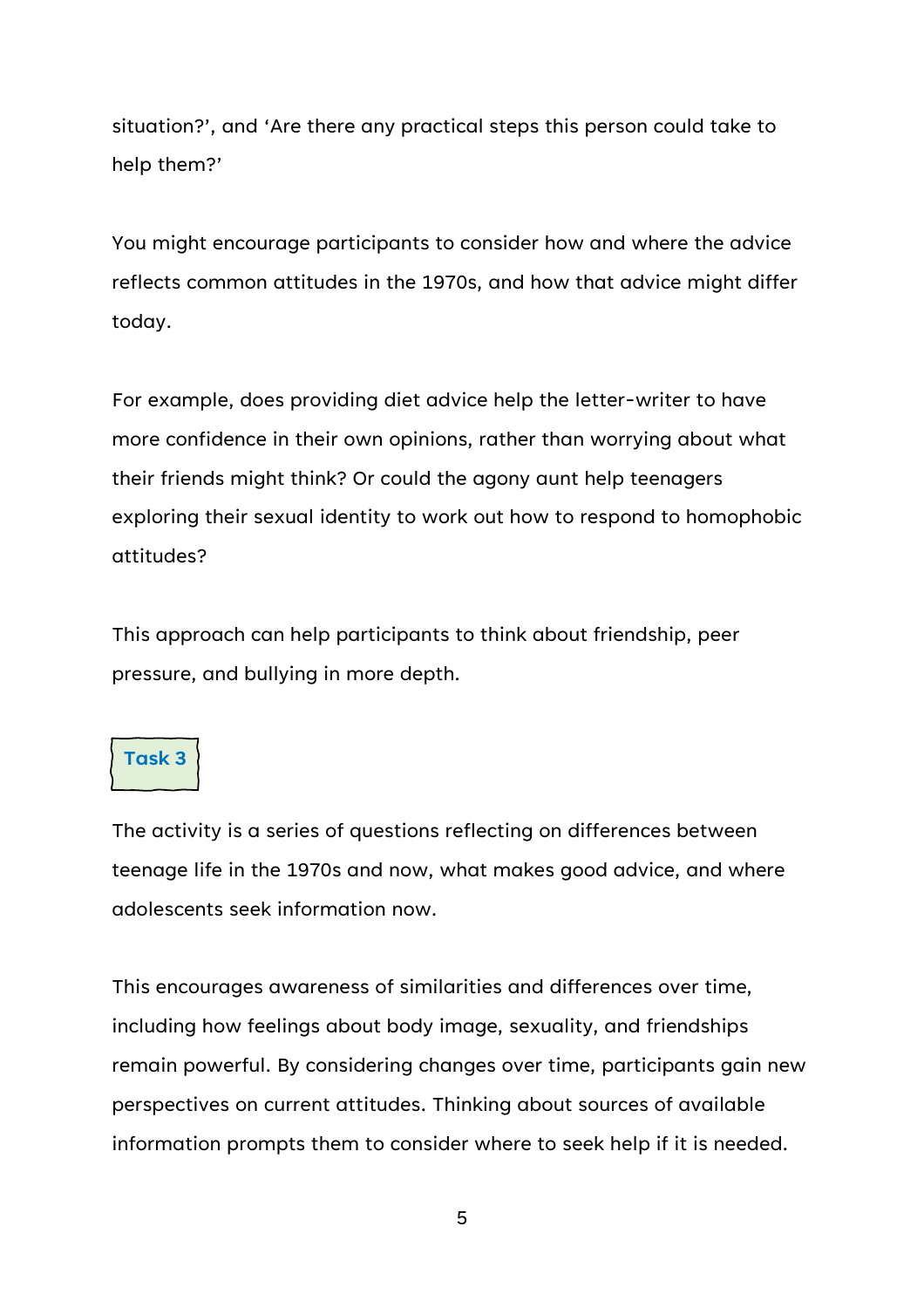situation?', and 'Are there any practical steps this person could take to help them?'

You might encourage participants to consider how and where the advice reflects common attitudes in the 1970s, and how that advice might differ today.

For example, does providing diet advice help the letter-writer to have more confidence in their own opinions, rather than worrying about what their friends might think? Or could the agony aunt help teenagers exploring their sexual identity to work out how to respond to homophobic attitudes?

This approach can help participants to think about friendship, peer pressure, and bullying in more depth.

## Task 3

The activity is a series of questions reflecting on differences between teenage life in the 1970s and now, what makes good advice, and where adolescents seek information now.

This encourages awareness of similarities and differences over time, including how feelings about body image, sexuality, and friendships remain powerful. By considering changes over time, participants gain new perspectives on current attitudes. Thinking about sources of available information prompts them to consider where to seek help if it is needed.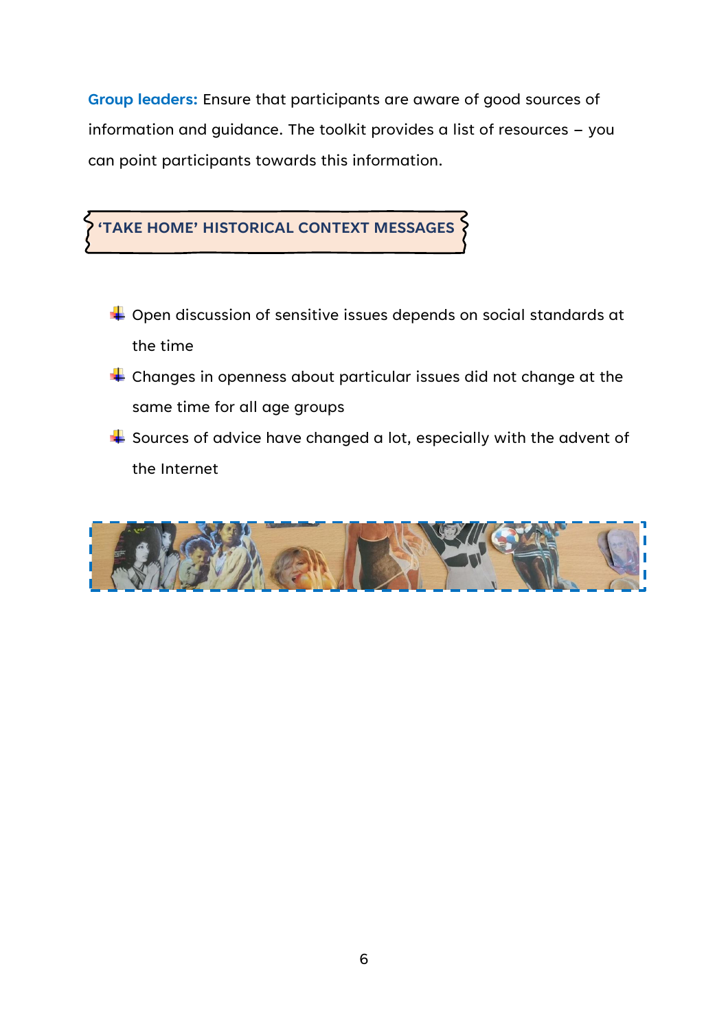**Group leaders:** Ensure that participants are aware of good sources of information and guidance. The toolkit provides a list of resources – you can point participants towards this information.

## 'TAKE HOME' HISTORICAL CONTEXT MESSAGES

- Open discussion of sensitive issues depends on social standards at the time
- Changes in openness about particular issues did not change at the same time for all age groups
- Sources of advice have changed a lot, especially with the advent of the Internet